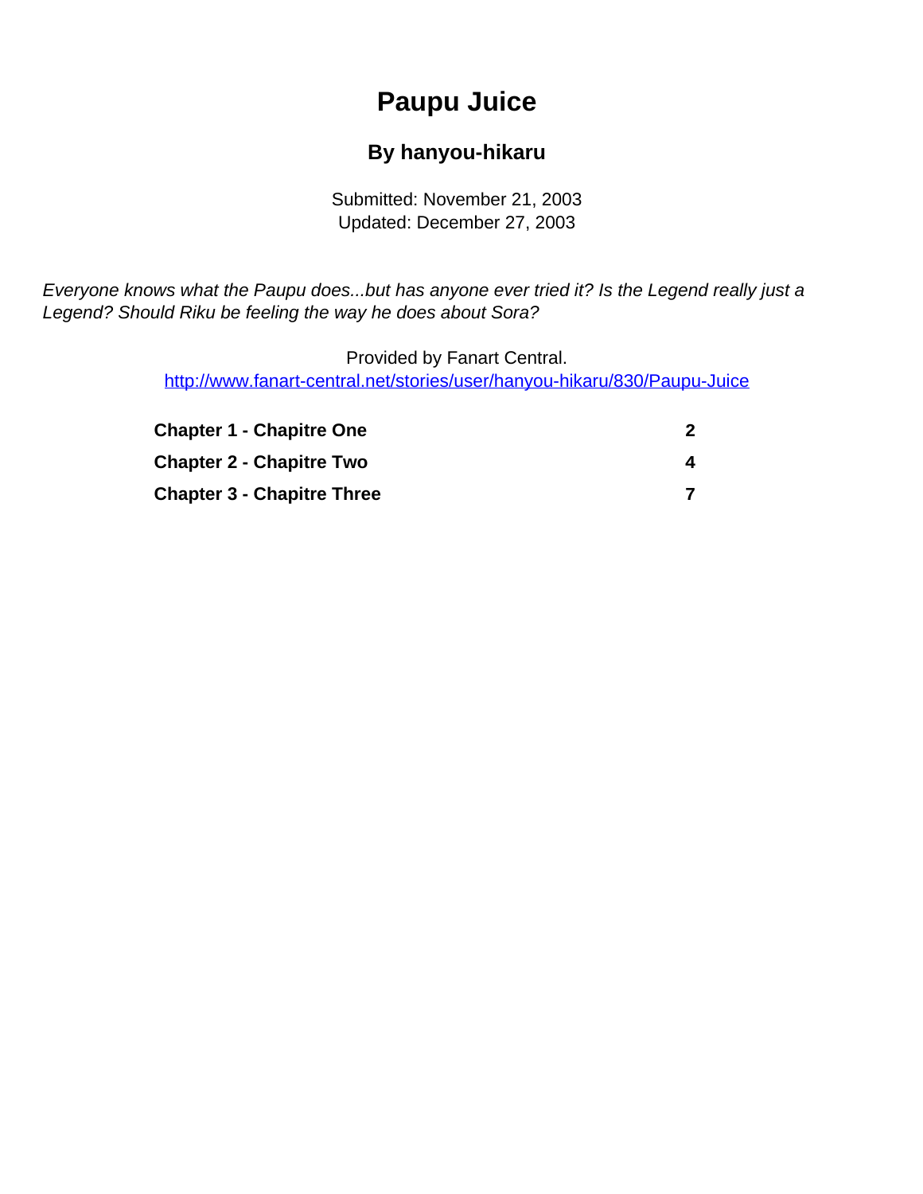# Paupu Juice

### By hanyou-hikaru

Submitted: November 21, 2003
Updated: December 27, 2003

*Everyone knows what the Paupu does...but has anyone ever tried it? Is the Legend really just a Legend? Should Riku be feeling the way he does about Sora?*

Provided by Fanart Central.
http://www.fanart-central.net/stories/user/hanyou-hikaru/830/Paupu-Juice

| | |
|---|---|
| **Chapter 1 - Chapitre One** | **2** |
| **Chapter 2 - Chapitre Two** | **4** |
| **Chapter 3 - Chapitre Three** | **7** |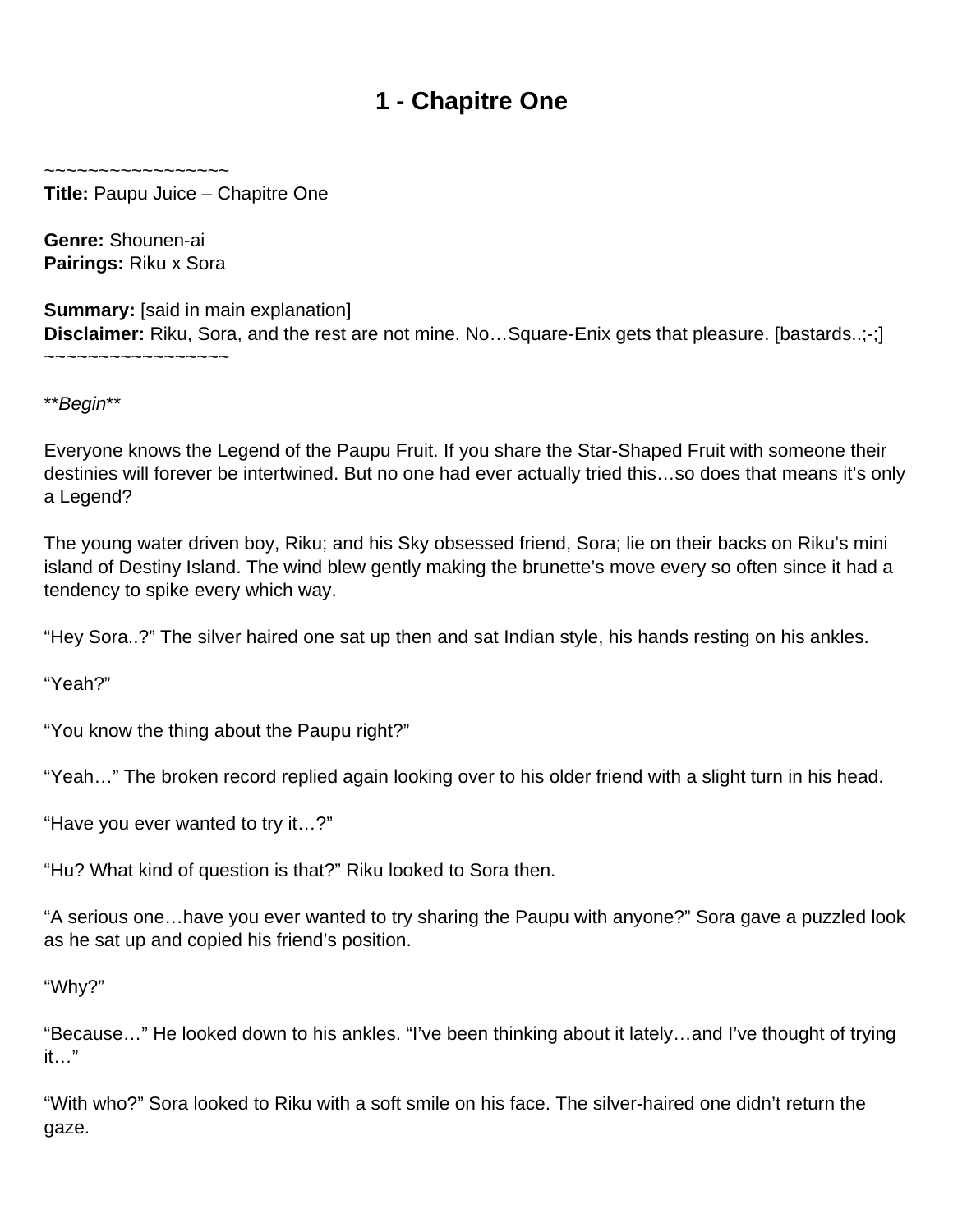# 1 - Chapitre One

~~~~~~~~~~~~~~~~~~
**Title:** Paupu Juice – Chapitre One

**Genre:** Shounen-ai
**Pairings:** Riku x Sora

**Summary:** [said in main explanation]
**Disclaimer:** Riku, Sora, and the rest are not mine. No…Square-Enix gets that pleasure. [bastards..;-;]
~~~~~~~~~~~~~~~~~~

\*\**Begin*\*\*

Everyone knows the Legend of the Paupu Fruit. If you share the Star-Shaped Fruit with someone their destinies will forever be intertwined. But no one had ever actually tried this…so does that means it's only a Legend?

The young water driven boy, Riku; and his Sky obsessed friend, Sora; lie on their backs on Riku's mini island of Destiny Island. The wind blew gently making the brunette's move every so often since it had a tendency to spike every which way.

"Hey Sora..?" The silver haired one sat up then and sat Indian style, his hands resting on his ankles.

"Yeah?"

"You know the thing about the Paupu right?"

"Yeah…" The broken record replied again looking over to his older friend with a slight turn in his head.

"Have you ever wanted to try it…?"

"Hu? What kind of question is that?" Riku looked to Sora then.

"A serious one…have you ever wanted to try sharing the Paupu with anyone?" Sora gave a puzzled look as he sat up and copied his friend's position.

"Why?"

"Because…" He looked down to his ankles. "I've been thinking about it lately…and I've thought of trying it…"

"With who?" Sora looked to Riku with a soft smile on his face. The silver-haired one didn't return the gaze.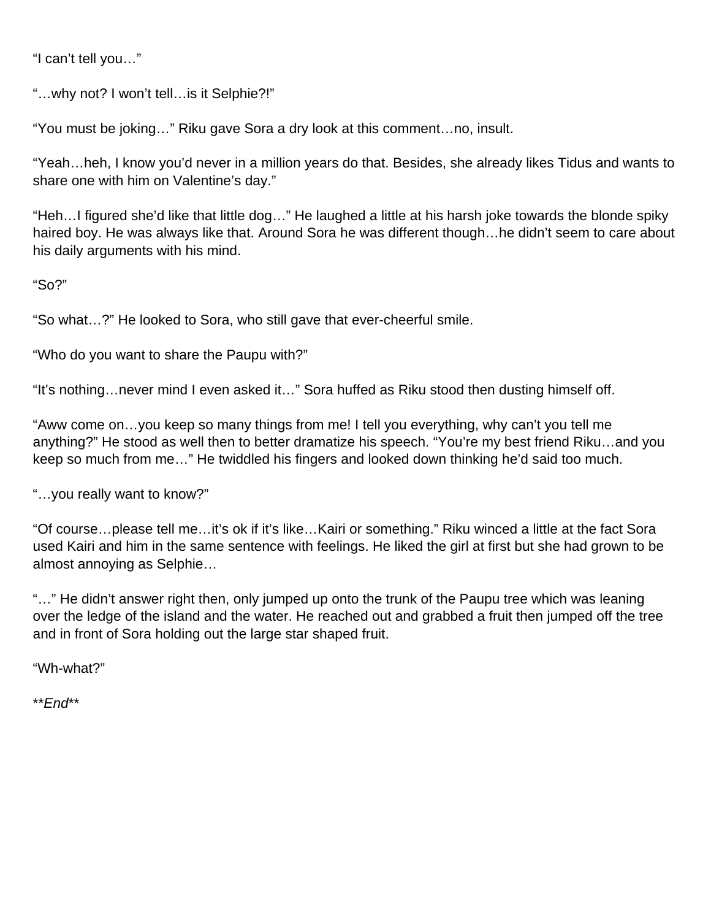"I can't tell you…"

"…why not? I won't tell…is it Selphie?!"

"You must be joking…" Riku gave Sora a dry look at this comment…no, insult.

"Yeah…heh, I know you'd never in a million years do that. Besides, she already likes Tidus and wants to share one with him on Valentine's day."

"Heh…I figured she'd like that little dog…" He laughed a little at his harsh joke towards the blonde spiky haired boy. He was always like that. Around Sora he was different though…he didn't seem to care about his daily arguments with his mind.

"So?"

"So what…?" He looked to Sora, who still gave that ever-cheerful smile.

"Who do you want to share the Paupu with?"

"It's nothing…never mind I even asked it…" Sora huffed as Riku stood then dusting himself off.

"Aww come on…you keep so many things from me! I tell you everything, why can't you tell me anything?" He stood as well then to better dramatize his speech. "You're my best friend Riku…and you keep so much from me…" He twiddled his fingers and looked down thinking he'd said too much.

"…you really want to know?"

"Of course…please tell me…it's ok if it's like…Kairi or something." Riku winced a little at the fact Sora used Kairi and him in the same sentence with feelings. He liked the girl at first but she had grown to be almost annoying as Selphie…

"…" He didn't answer right then, only jumped up onto the trunk of the Paupu tree which was leaning over the ledge of the island and the water. He reached out and grabbed a fruit then jumped off the tree and in front of Sora holding out the large star shaped fruit.

"Wh-what?"

***End***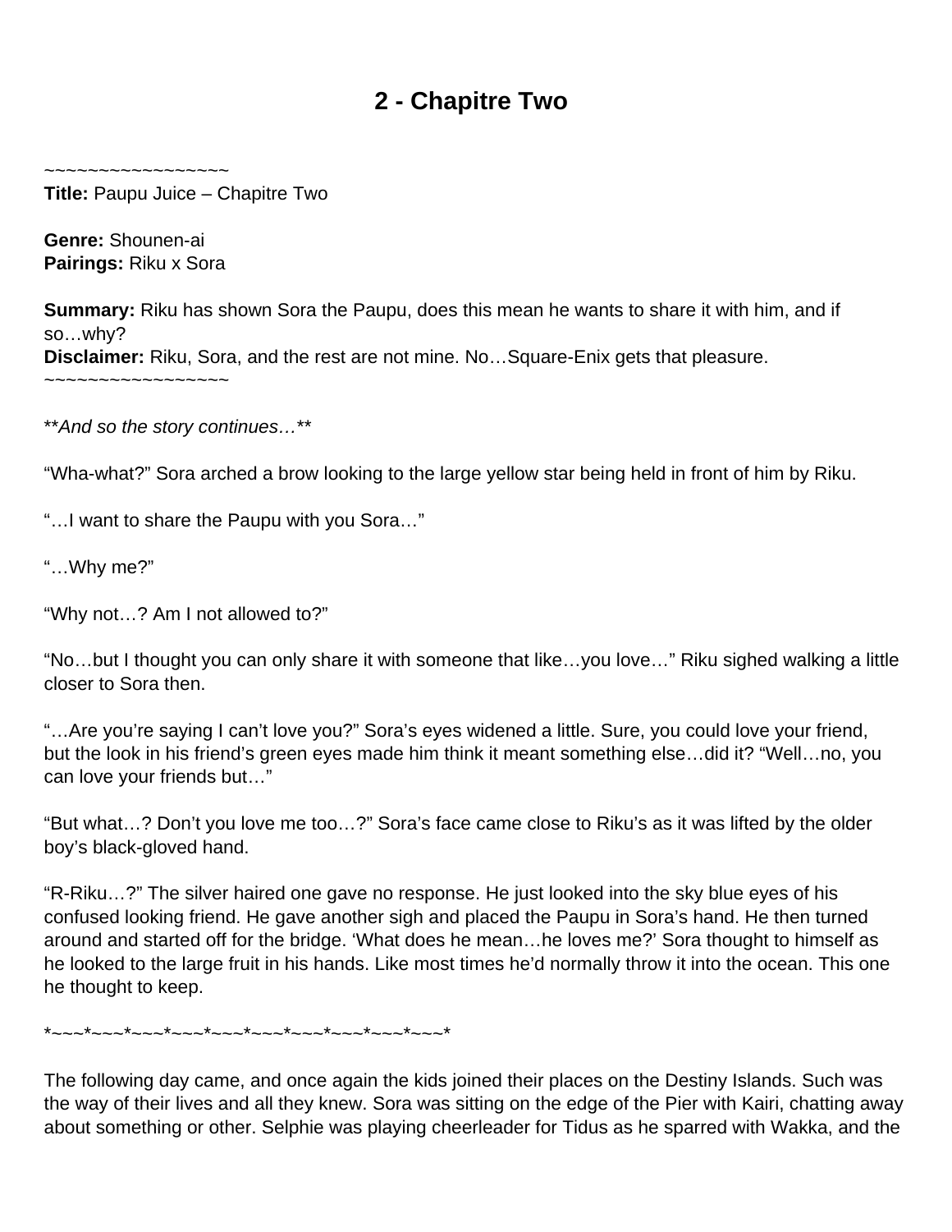# 2 - Chapitre Two

~~~~~~~~~~~~~~~~~~

**Title:** Paupu Juice – Chapitre Two

**Genre:** Shounen-ai
**Pairings:** Riku x Sora

**Summary:** Riku has shown Sora the Paupu, does this mean he wants to share it with him, and if so…why?
**Disclaimer:** Riku, Sora, and the rest are not mine. No…Square-Enix gets that pleasure.
~~~~~~~~~~~~~~~~~~

***And so the story continues…***

"Wha-what?" Sora arched a brow looking to the large yellow star being held in front of him by Riku.

"…I want to share the Paupu with you Sora…"

"…Why me?"

"Why not…? Am I not allowed to?"

"No…but I thought you can only share it with someone that like…you love…" Riku sighed walking a little closer to Sora then.

"…Are you're saying I can't love you?" Sora's eyes widened a little. Sure, you could love your friend, but the look in his friend's green eyes made him think it meant something else…did it? "Well…no, you can love your friends but…"

"But what…? Don't you love me too…?" Sora's face came close to Riku's as it was lifted by the older boy's black-gloved hand.

"R-Riku…?" The silver haired one gave no response. He just looked into the sky blue eyes of his confused looking friend. He gave another sigh and placed the Paupu in Sora's hand. He then turned around and started off for the bridge. 'What does he mean…he loves me?' Sora thought to himself as he looked to the large fruit in his hands. Like most times he'd normally throw it into the ocean. This one he thought to keep.

*~~~*~~~*~~~*~~~*~~~*~~~*~~~*~~~*~~~*~~~*

The following day came, and once again the kids joined their places on the Destiny Islands. Such was the way of their lives and all they knew. Sora was sitting on the edge of the Pier with Kairi, chatting away about something or other. Selphie was playing cheerleader for Tidus as he sparred with Wakka, and the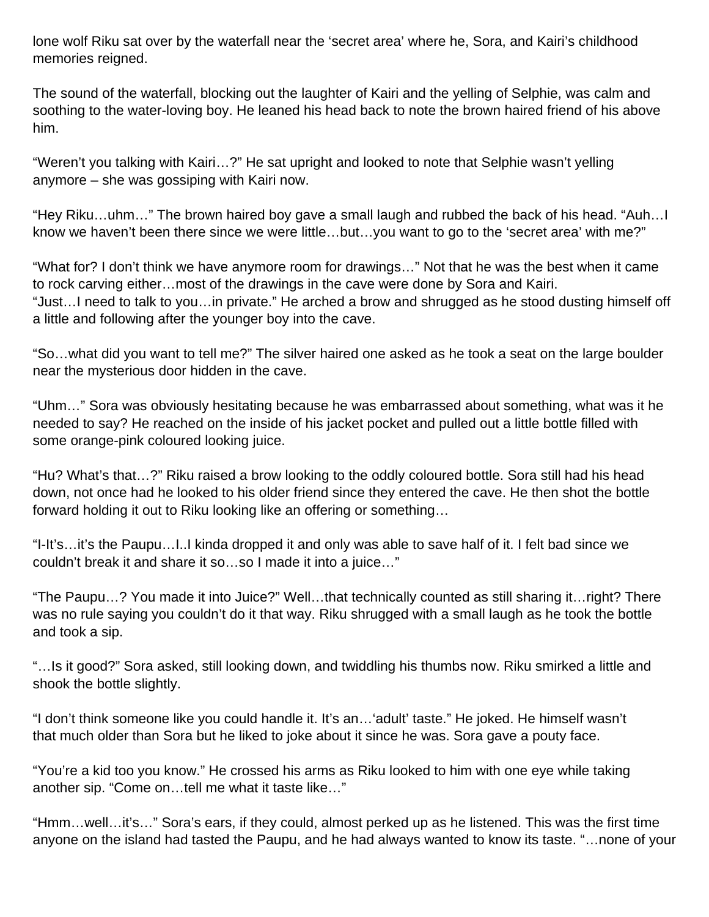lone wolf Riku sat over by the waterfall near the 'secret area' where he, Sora, and Kairi's childhood memories reigned.

The sound of the waterfall, blocking out the laughter of Kairi and the yelling of Selphie, was calm and soothing to the water-loving boy. He leaned his head back to note the brown haired friend of his above him.

"Weren't you talking with Kairi…?" He sat upright and looked to note that Selphie wasn't yelling anymore – she was gossiping with Kairi now.

"Hey Riku…uhm…" The brown haired boy gave a small laugh and rubbed the back of his head. "Auh…I know we haven't been there since we were little…but…you want to go to the 'secret area' with me?"

"What for? I don't think we have anymore room for drawings…" Not that he was the best when it came to rock carving either…most of the drawings in the cave were done by Sora and Kairi.
"Just…I need to talk to you…in private." He arched a brow and shrugged as he stood dusting himself off a little and following after the younger boy into the cave.

"So…what did you want to tell me?" The silver haired one asked as he took a seat on the large boulder near the mysterious door hidden in the cave.

"Uhm…" Sora was obviously hesitating because he was embarrassed about something, what was it he needed to say? He reached on the inside of his jacket pocket and pulled out a little bottle filled with some orange-pink coloured looking juice.

"Hu? What's that…?" Riku raised a brow looking to the oddly coloured bottle. Sora still had his head down, not once had he looked to his older friend since they entered the cave. He then shot the bottle forward holding it out to Riku looking like an offering or something…

"I-It's…it's the Paupu…I..I kinda dropped it and only was able to save half of it. I felt bad since we couldn't break it and share it so…so I made it into a juice…"

"The Paupu…? You made it into Juice?" Well…that technically counted as still sharing it…right? There was no rule saying you couldn't do it that way. Riku shrugged with a small laugh as he took the bottle and took a sip.

"…Is it good?" Sora asked, still looking down, and twiddling his thumbs now. Riku smirked a little and shook the bottle slightly.

"I don't think someone like you could handle it. It's an…'adult' taste." He joked. He himself wasn't that much older than Sora but he liked to joke about it since he was. Sora gave a pouty face.

"You're a kid too you know." He crossed his arms as Riku looked to him with one eye while taking another sip. "Come on…tell me what it taste like…"

"Hmm…well…it's…" Sora's ears, if they could, almost perked up as he listened. This was the first time anyone on the island had tasted the Paupu, and he had always wanted to know its taste. "…none of your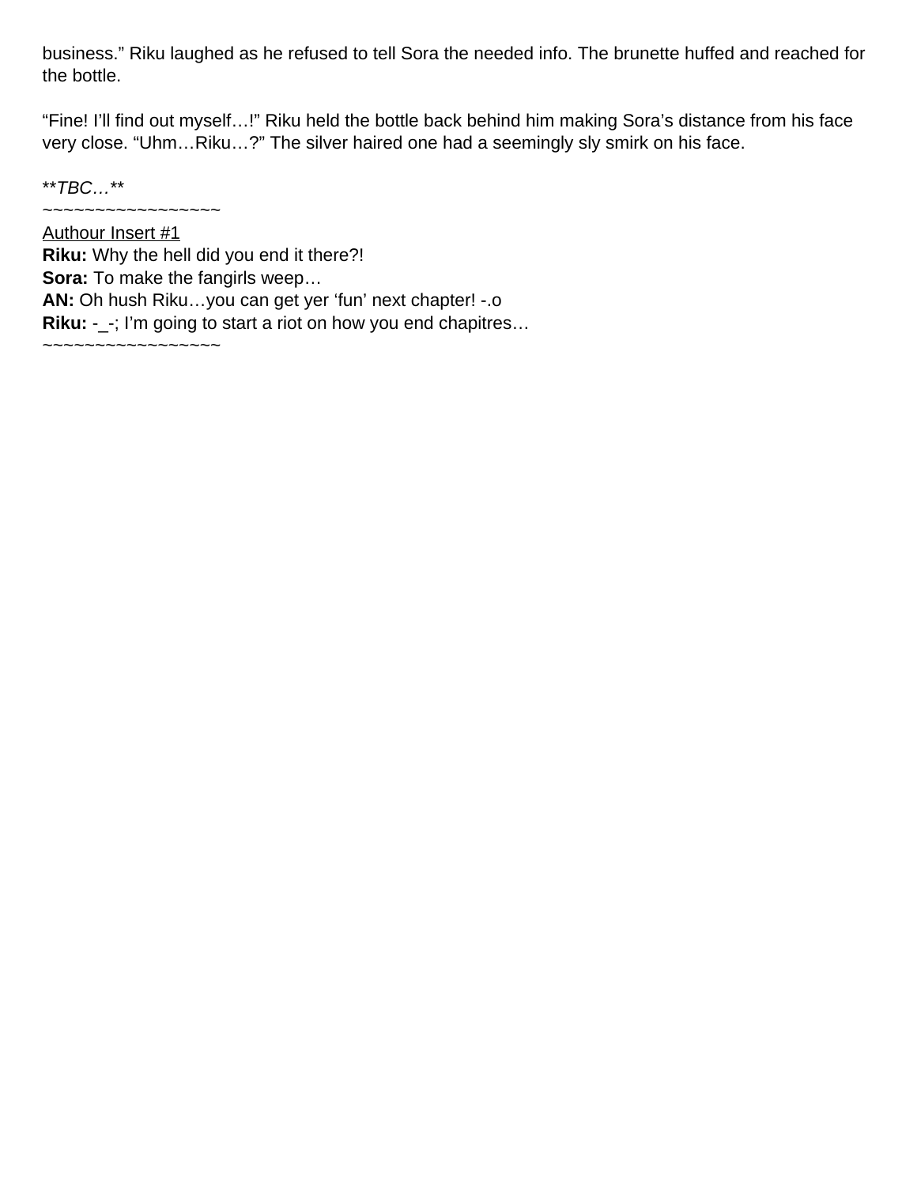business." Riku laughed as he refused to tell Sora the needed info. The brunette huffed and reached for the bottle.

"Fine! I'll find out myself…!" Riku held the bottle back behind him making Sora's distance from his face very close. "Uhm…Riku…?" The silver haired one had a seemingly sly smirk on his face.

***TBC…***

~~~~~~~~~~~~~~~~~

<u>Authour Insert #1</u>

**Riku:** Why the hell did you end it there?!

**Sora:** To make the fangirls weep…

**AN:** Oh hush Riku…you can get yer 'fun' next chapter! -.o

**Riku:** -_-; I'm going to start a riot on how you end chapitres…

~~~~~~~~~~~~~~~~~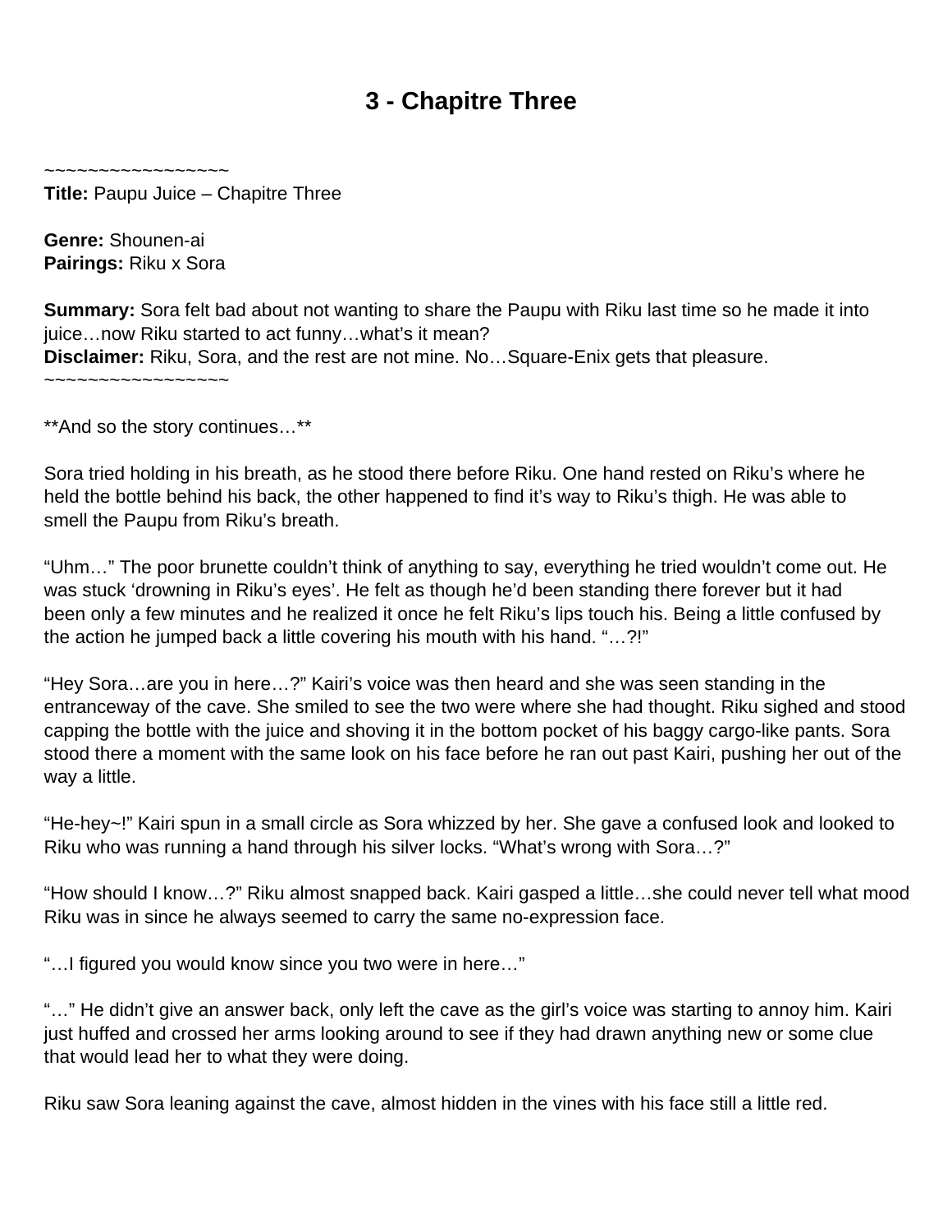# 3 - Chapitre Three

~~~~~~~~~~~~~~~~~~
**Title:** Paupu Juice – Chapitre Three

**Genre:** Shounen-ai
**Pairings:** Riku x Sora

**Summary:** Sora felt bad about not wanting to share the Paupu with Riku last time so he made it into juice…now Riku started to act funny…what's it mean?
**Disclaimer:** Riku, Sora, and the rest are not mine. No…Square-Enix gets that pleasure.
~~~~~~~~~~~~~~~~~~

**And so the story continues…**

Sora tried holding in his breath, as he stood there before Riku. One hand rested on Riku's where he held the bottle behind his back, the other happened to find it's way to Riku's thigh. He was able to smell the Paupu from Riku's breath.

"Uhm…" The poor brunette couldn't think of anything to say, everything he tried wouldn't come out. He was stuck 'drowning in Riku's eyes'. He felt as though he'd been standing there forever but it had been only a few minutes and he realized it once he felt Riku's lips touch his. Being a little confused by the action he jumped back a little covering his mouth with his hand. "…?!"

"Hey Sora…are you in here…?" Kairi's voice was then heard and she was seen standing in the entranceway of the cave. She smiled to see the two were where she had thought. Riku sighed and stood capping the bottle with the juice and shoving it in the bottom pocket of his baggy cargo-like pants. Sora stood there a moment with the same look on his face before he ran out past Kairi, pushing her out of the way a little.

"He-hey~!" Kairi spun in a small circle as Sora whizzed by her. She gave a confused look and looked to Riku who was running a hand through his silver locks. "What's wrong with Sora…?"

"How should I know…?" Riku almost snapped back. Kairi gasped a little…she could never tell what mood Riku was in since he always seemed to carry the same no-expression face.

"…I figured you would know since you two were in here…"

"…" He didn't give an answer back, only left the cave as the girl's voice was starting to annoy him. Kairi just huffed and crossed her arms looking around to see if they had drawn anything new or some clue that would lead her to what they were doing.

Riku saw Sora leaning against the cave, almost hidden in the vines with his face still a little red.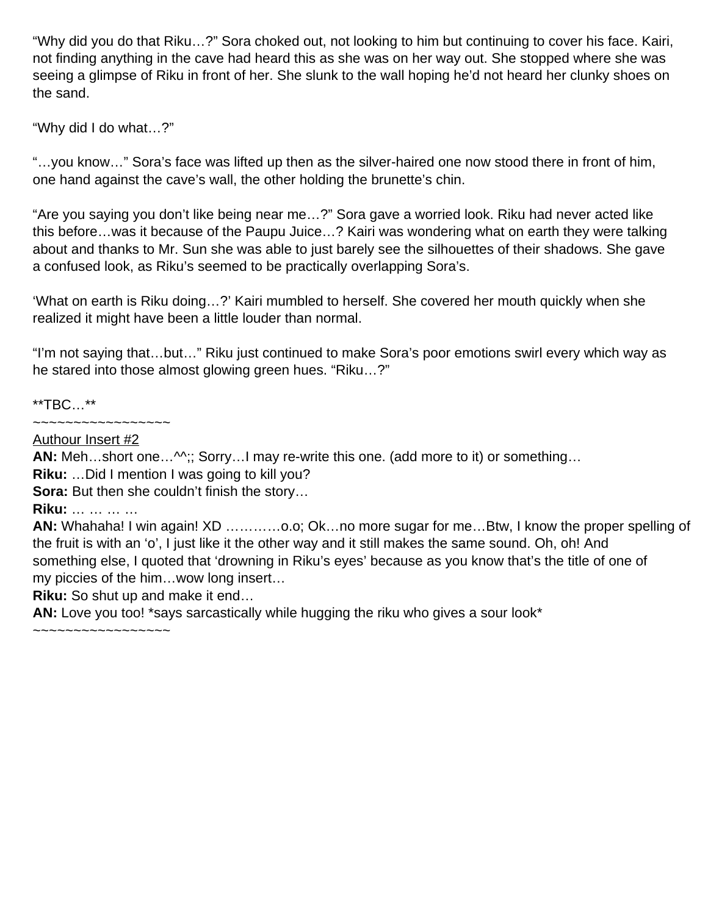"Why did you do that Riku…?" Sora choked out, not looking to him but continuing to cover his face. Kairi, not finding anything in the cave had heard this as she was on her way out. She stopped where she was seeing a glimpse of Riku in front of her. She slunk to the wall hoping he'd not heard her clunky shoes on the sand.

"Why did I do what…?"

"…you know…" Sora's face was lifted up then as the silver-haired one now stood there in front of him, one hand against the cave's wall, the other holding the brunette's chin.

"Are you saying you don't like being near me…?" Sora gave a worried look. Riku had never acted like this before…was it because of the Paupu Juice…? Kairi was wondering what on earth they were talking about and thanks to Mr. Sun she was able to just barely see the silhouettes of their shadows. She gave a confused look, as Riku's seemed to be practically overlapping Sora's.

'What on earth is Riku doing…?' Kairi mumbled to herself. She covered her mouth quickly when she realized it might have been a little louder than normal.

"I'm not saying that…but…" Riku just continued to make Sora's poor emotions swirl every which way as he stared into those almost glowing green hues. "Riku…?"

**TBC…**

~~~~~~~~~~~~~~~~~

<u>Authour Insert #2</u>

**AN:** Meh…short one…^^;; Sorry…I may re-write this one. (add more to it) or something…
**Riku:** …Did I mention I was going to kill you?
**Sora:** But then she couldn't finish the story…
**Riku:** … … … …
**AN:** Whahaha! I win again! XD …………o.o; Ok…no more sugar for me…Btw, I know the proper spelling of the fruit is with an 'o', I just like it the other way and it still makes the same sound. Oh, oh! And something else, I quoted that 'drowning in Riku's eyes' because as you know that's the title of one of my piccies of the him…wow long insert…
**Riku:** So shut up and make it end…
**AN:** Love you too! *says sarcastically while hugging the riku who gives a sour look*

~~~~~~~~~~~~~~~~~